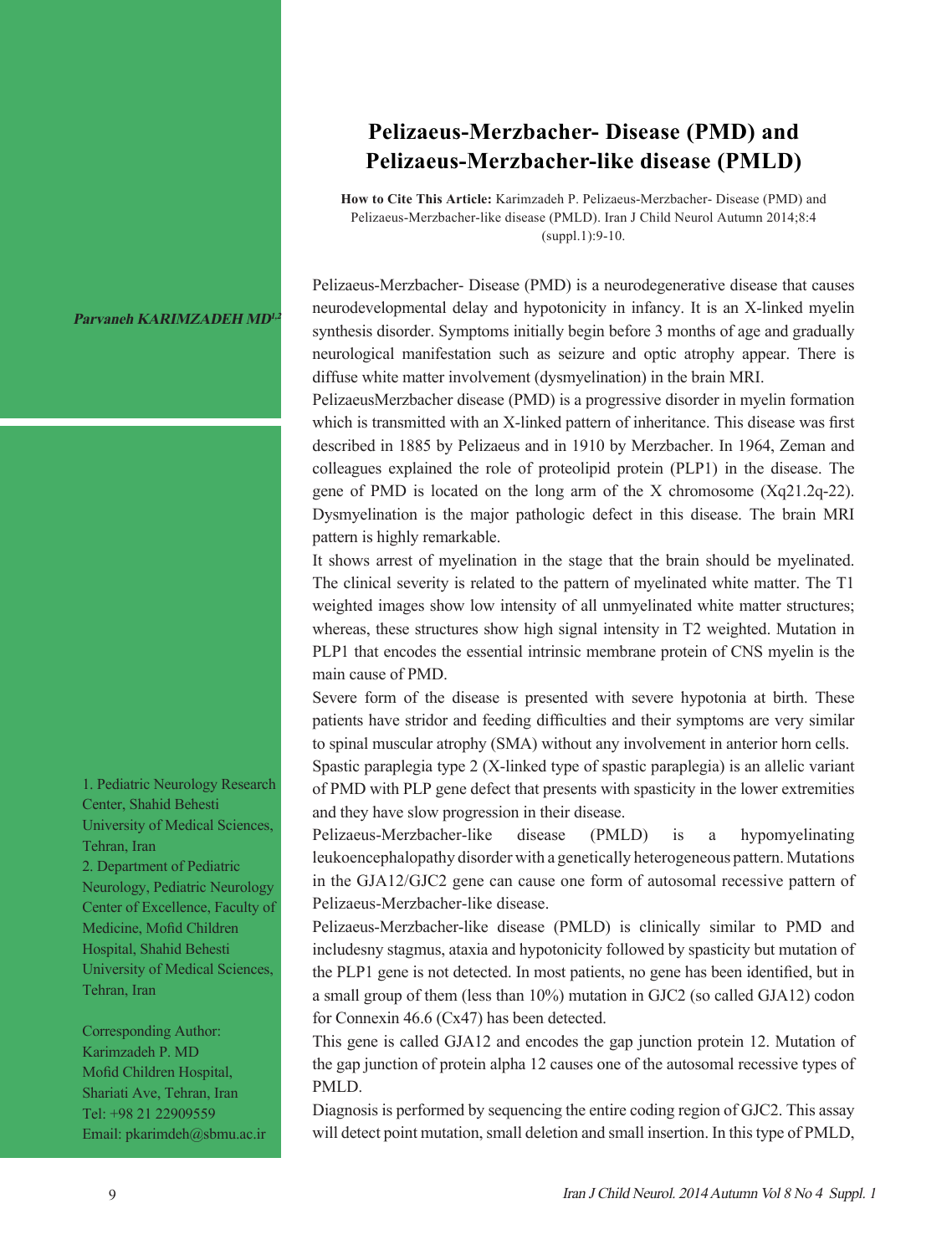# Pelizaeus-Merzbacher- Disease (PMD) and Pelizaeus-Merzbacher-like disease (PMLD)

**How to Cite This Article:** Karimzadeh P. Pelizaeus-Merzbacher- Disease (PMD) and Pelizaeus-Merzbacher-like disease (PMLD). Iran J Child Neurol Autumn 2014;8:4 (suppl.1):9-10.

***Parvaneh KARIMZADEH MD[1,2]***

1. Pediatric Neurology Research Center, Shahid Beheshti University of Medical Sciences, Tehran, Iran
2. Department of Pediatric Neurology, Pediatric Neurology Center of Excellence, Faculty of Medicine, Mofid Children Hospital, Shahid Beheshti University of Medical Sciences, Tehran, Iran

Corresponding Author:
Karimzadeh P. MD
Mofid Children Hospital,
Shariati Ave, Tehran, Iran
Tel: +98 21 22909559
Email: pkarimdeh@sbmu.ac.ir

Pelizaeus-Merzbacher- Disease (PMD) is a neurodegenerative disease that causes neurodevelopmental delay and hypotonicity in infancy. It is an X-linked myelin synthesis disorder. Symptoms initially begin before 3 months of age and gradually neurological manifestation such as seizure and optic atrophy appear. There is diffuse white matter involvement (dysmyelination) in the brain MRI.

PelizaeusMerzbacher disease (PMD) is a progressive disorder in myelin formation which is transmitted with an X-linked pattern of inheritance. This disease was first described in 1885 by Pelizaeus and in 1910 by Merzbacher. In 1964, Zeman and colleagues explained the role of proteolipid protein (PLP1) in the disease. The gene of PMD is located on the long arm of the X chromosome (Xq21.2q-22). Dysmyelination is the major pathologic defect in this disease. The brain MRI pattern is highly remarkable.

It shows arrest of myelination in the stage that the brain should be myelinated. The clinical severity is related to the pattern of myelinated white matter. The T1 weighted images show low intensity of all unmyelinated white matter structures; whereas, these structures show high signal intensity in T2 weighted. Mutation in PLP1 that encodes the essential intrinsic membrane protein of CNS myelin is the main cause of PMD.

Severe form of the disease is presented with severe hypotonia at birth. These patients have stridor and feeding difficulties and their symptoms are very similar to spinal muscular atrophy (SMA) without any involvement in anterior horn cells.

Spastic paraplegia type 2 (X-linked type of spastic paraplegia) is an allelic variant of PMD with PLP gene defect that presents with spasticity in the lower extremities and they have slow progression in their disease.

Pelizaeus-Merzbacher-like disease (PMLD) is a hypomyelinating leukoencephalopathy disorder with a genetically heterogeneous pattern. Mutations in the GJA12/GJC2 gene can cause one form of autosomal recessive pattern of Pelizaeus-Merzbacher-like disease.

Pelizaeus-Merzbacher-like disease (PMLD) is clinically similar to PMD and includesny stagmus, ataxia and hypotonicity followed by spasticity but mutation of the PLP1 gene is not detected. In most patients, no gene has been identified, but in a small group of them (less than 10%) mutation in GJC2 (so called GJA12) codon for Connexin 46.6 (Cx47) has been detected.

This gene is called GJA12 and encodes the gap junction protein 12. Mutation of the gap junction of protein alpha 12 causes one of the autosomal recessive types of PMLD.

Diagnosis is performed by sequencing the entire coding region of GJC2. This assay will detect point mutation, small deletion and small insertion. In this type of PMLD,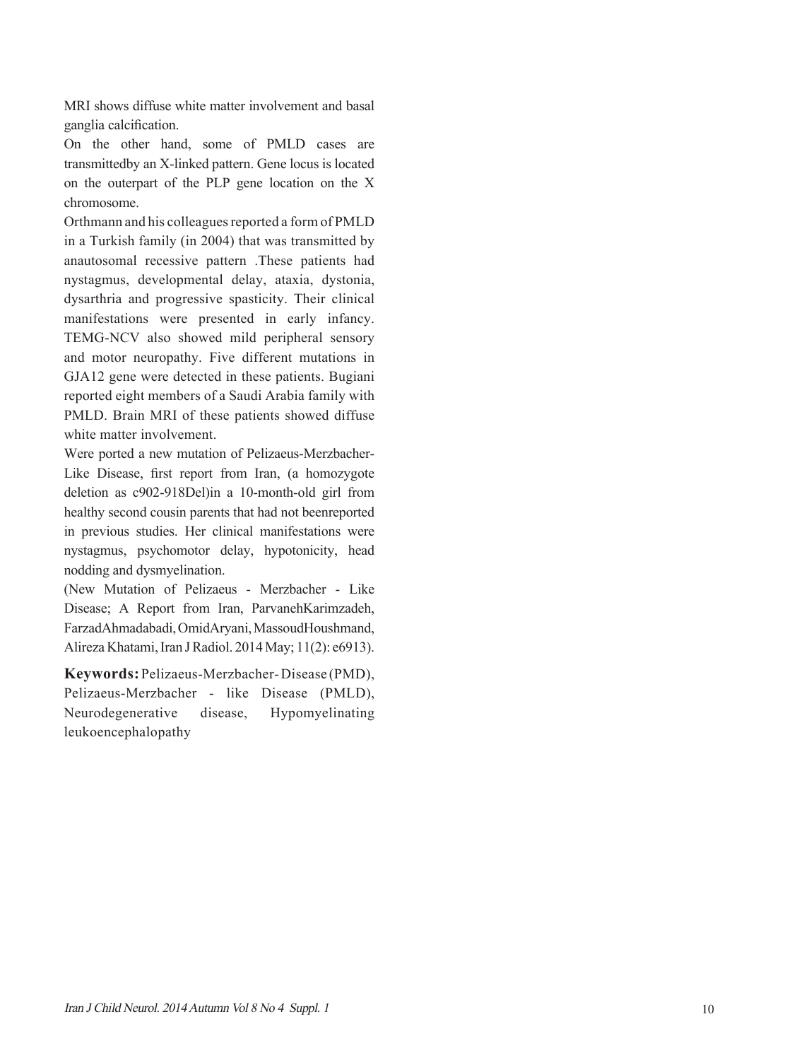MRI shows diffuse white matter involvement and basal ganglia calcification.

On the other hand, some of PMLD cases are transmittedby an X-linked pattern. Gene locus is located on the outerpart of the PLP gene location on the X chromosome.

Orthmann and his colleagues reported a form of PMLD in a Turkish family (in 2004) that was transmitted by anautosomal recessive pattern .These patients had nystagmus, developmental delay, ataxia, dystonia, dysarthria and progressive spasticity. Their clinical manifestations were presented in early infancy. TEMG-NCV also showed mild peripheral sensory and motor neuropathy. Five different mutations in GJA12 gene were detected in these patients. Bugiani reported eight members of a Saudi Arabia family with PMLD. Brain MRI of these patients showed diffuse white matter involvement.

Were ported a new mutation of Pelizaeus-Merzbacher-Like Disease, first report from Iran, (a homozygote deletion as c902-918Del)in a 10-month-old girl from healthy second cousin parents that had not beenreported in previous studies. Her clinical manifestations were nystagmus, psychomotor delay, hypotonicity, head nodding and dysmyelination.

(New Mutation of Pelizaeus - Merzbacher - Like Disease; A Report from Iran, ParvanehKarimzadeh, FarzadAhmadabadi, OmidAryani, MassoudHoushmand, Alireza Khatami, Iran J Radiol. 2014 May; 11(2): e6913).

**Keywords:** Pelizaeus-Merzbacher- Disease (PMD), Pelizaeus-Merzbacher - like Disease (PMLD), Neurodegenerative disease, Hypomyelinating leukoencephalopathy